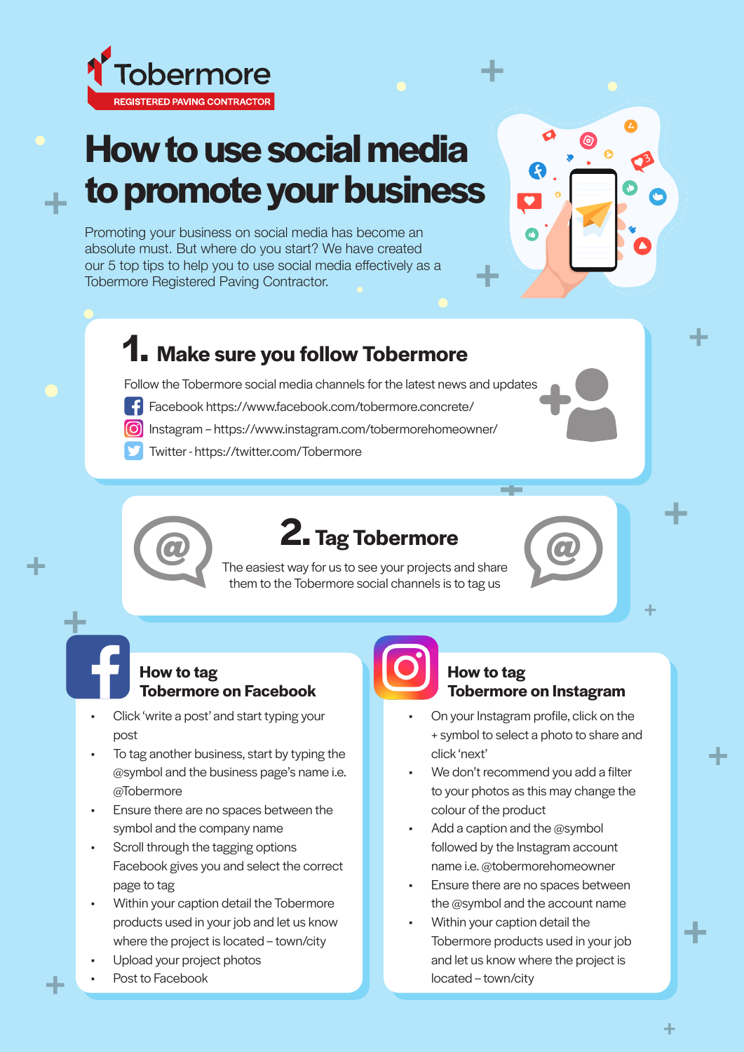Tobermore

REGISTERED PAVING CONTRACTOR

# How to use social media to promote your business

Promoting your business on social media has become an absolute must. But where do you start? We have created our 5 top tips to help you to use social media effectively as a Tobermore Registered Paving Contractor.

## 1. Make sure you follow Tobermore

Follow the Tobermore social media channels for the latest news and updates

- Facebook https://www.facebook.com/tobermore.concrete/
- Instagram – https://www.instagram.com/tobermorehomeowner/
- Twitter - https://twitter.com/Tobermore

## 2. Tag Tobermore

The easiest way for us to see your projects and share them to the Tobermore social channels is to tag us

### How to tag Tobermore on Facebook

- Click 'write a post' and start typing your post
- To tag another business, start by typing the @symbol and the business page's name i.e. @Tobermore
- Ensure there are no spaces between the symbol and the company name
- Scroll through the tagging options Facebook gives you and select the correct page to tag
- Within your caption detail the Tobermore products used in your job and let us know where the project is located – town/city
- Upload your project photos
- Post to Facebook

### How to tag Tobermore on Instagram

- On your Instagram profile, click on the + symbol to select a photo to share and click 'next'
- We don't recommend you add a filter to your photos as this may change the colour of the product
- Add a caption and the @symbol followed by the Instagram account name i.e. @tobermorehomeowner
- Ensure there are no spaces between the @symbol and the account name
- Within your caption detail the Tobermore products used in your job and let us know where the project is located – town/city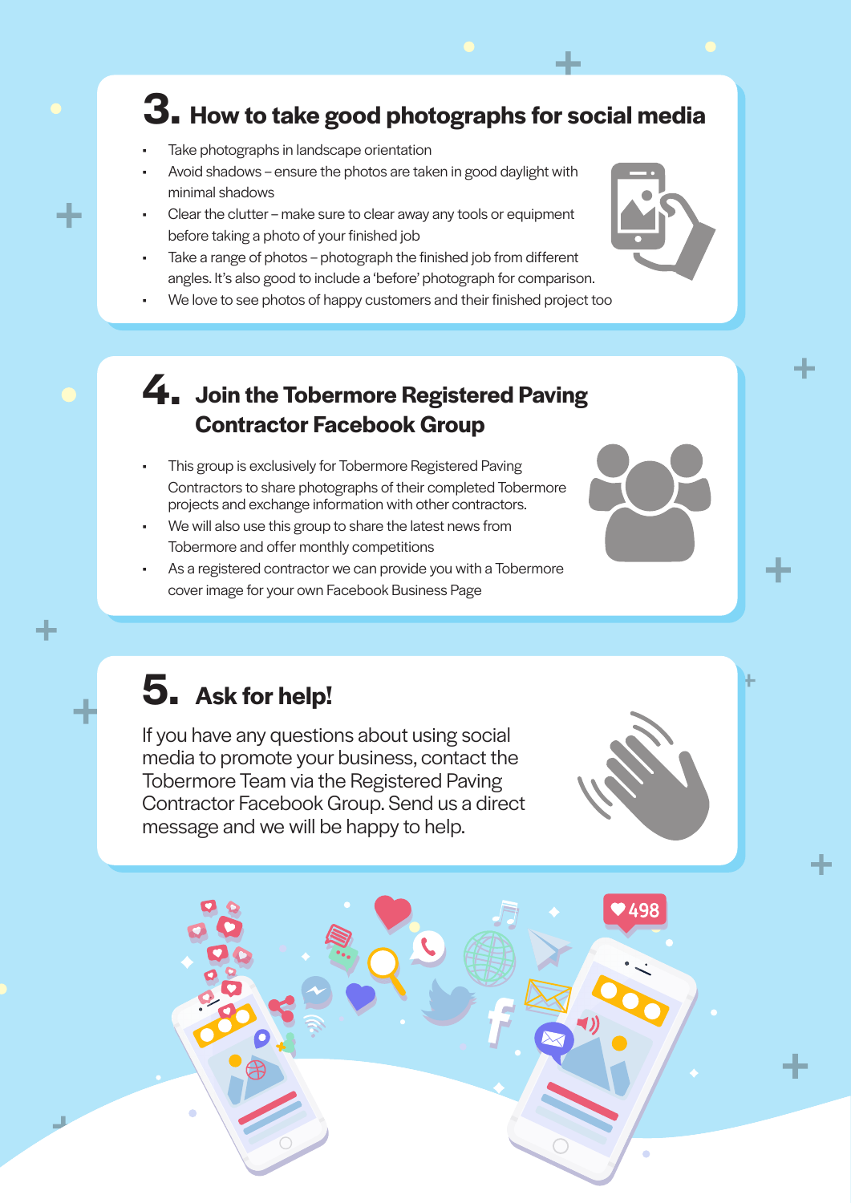## 3. How to take good photographs for social media

- Take photographs in landscape orientation
- Avoid shadows – ensure the photos are taken in good daylight with minimal shadows
- Clear the clutter – make sure to clear away any tools or equipment before taking a photo of your finished job
- Take a range of photos – photograph the finished job from different angles. It's also good to include a 'before' photograph for comparison.
- We love to see photos of happy customers and their finished project too

## 4. Join the Tobermore Registered Paving Contractor Facebook Group

- This group is exclusively for Tobermore Registered Paving Contractors to share photographs of their completed Tobermore projects and exchange information with other contractors.
- We will also use this group to share the latest news from Tobermore and offer monthly competitions
- As a registered contractor we can provide you with a Tobermore cover image for your own Facebook Business Page

## 5. Ask for help!

If you have any questions about using social media to promote your business, contact the Tobermore Team via the Registered Paving Contractor Facebook Group. Send us a direct message and we will be happy to help.